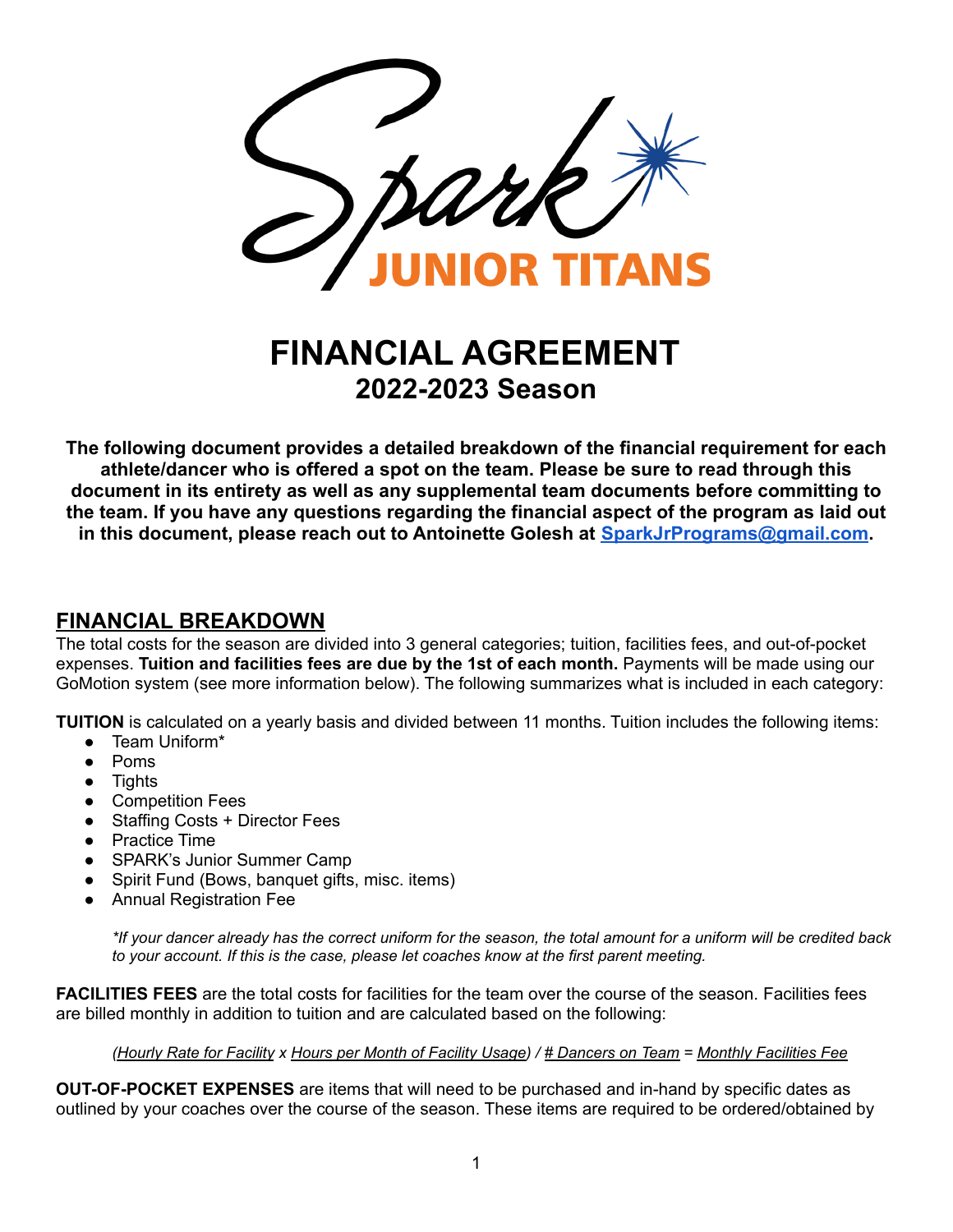Spark

JUNIOR TITANS

# FINANCIAL AGREEMENT
## 2022-2023 Season

**The following document provides a detailed breakdown of the financial requirement for each athlete/dancer who is offered a spot on the team. Please be sure to read through this document in its entirety as well as any supplemental team documents before committing to the team. If you have any questions regarding the financial aspect of the program as laid out in this document, please reach out to Antoinette Golesh at [SparkJrPrograms@gmail.com](mailto:SparkJrPrograms@gmail.com).**

## FINANCIAL BREAKDOWN

The total costs for the season are divided into 3 general categories; tuition, facilities fees, and out-of-pocket expenses. **Tuition and facilities fees are due by the 1st of each month.** Payments will be made using our GoMotion system (see more information below). The following summarizes what is included in each category:

**TUITION** is calculated on a yearly basis and divided between 11 months. Tuition includes the following items:

- Team Uniform*
- Poms
- Tights
- Competition Fees
- Staffing Costs + Director Fees
- Practice Time
- SPARK's Junior Summer Camp
- Spirit Fund (Bows, banquet gifts, misc. items)
- Annual Registration Fee

*\*If your dancer already has the correct uniform for the season, the total amount for a uniform will be credited back to your account. If this is the case, please let coaches know at the first parent meeting.*

**FACILITIES FEES** are the total costs for facilities for the team over the course of the season. Facilities fees are billed monthly in addition to tuition and are calculated based on the following:

*(Hourly Rate for Facility x Hours per Month of Facility Usage) / # Dancers on Team = Monthly Facilities Fee*

**OUT-OF-POCKET EXPENSES** are items that will need to be purchased and in-hand by specific dates as outlined by your coaches over the course of the season. These items are required to be ordered/obtained by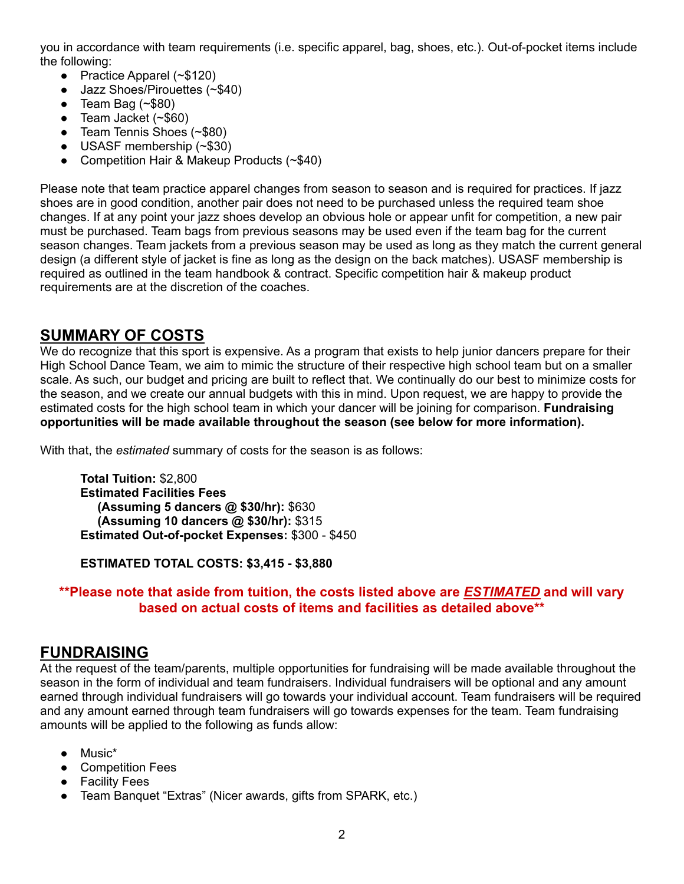you in accordance with team requirements (i.e. specific apparel, bag, shoes, etc.). Out-of-pocket items include the following:

- Practice Apparel (~$120)
- Jazz Shoes/Pirouettes (~$40)
- Team Bag (~$80)
- Team Jacket (~$60)
- Team Tennis Shoes (~$80)
- USASF membership (~$30)
- Competition Hair & Makeup Products (~$40)

Please note that team practice apparel changes from season to season and is required for practices. If jazz shoes are in good condition, another pair does not need to be purchased unless the required team shoe changes. If at any point your jazz shoes develop an obvious hole or appear unfit for competition, a new pair must be purchased. Team bags from previous seasons may be used even if the team bag for the current season changes. Team jackets from a previous season may be used as long as they match the current general design (a different style of jacket is fine as long as the design on the back matches). USASF membership is required as outlined in the team handbook & contract. Specific competition hair & makeup product requirements are at the discretion of the coaches.

## SUMMARY OF COSTS

We do recognize that this sport is expensive. As a program that exists to help junior dancers prepare for their High School Dance Team, we aim to mimic the structure of their respective high school team but on a smaller scale. As such, our budget and pricing are built to reflect that. We continually do our best to minimize costs for the season, and we create our annual budgets with this in mind. Upon request, we are happy to provide the estimated costs for the high school team in which your dancer will be joining for comparison. **Fundraising opportunities will be made available throughout the season (see below for more information).**

With that, the *estimated* summary of costs for the season is as follows:

> **Total Tuition:** $2,800
> **Estimated Facilities Fees**
> **(Assuming 5 dancers @ $30/hr):** $630
> **(Assuming 10 dancers @ $30/hr):** $315
> **Estimated Out-of-pocket Expenses:** $300 - $450
>
> **ESTIMATED TOTAL COSTS: $3,415 - $3,880**

**\*\*Please note that aside from tuition, the costs listed above are *ESTIMATED* and will vary based on actual costs of items and facilities as detailed above\*\***

## FUNDRAISING

At the request of the team/parents, multiple opportunities for fundraising will be made available throughout the season in the form of individual and team fundraisers. Individual fundraisers will be optional and any amount earned through individual fundraisers will go towards your individual account. Team fundraisers will be required and any amount earned through team fundraisers will go towards expenses for the team. Team fundraising amounts will be applied to the following as funds allow:

- Music*
- Competition Fees
- Facility Fees
- Team Banquet "Extras" (Nicer awards, gifts from SPARK, etc.)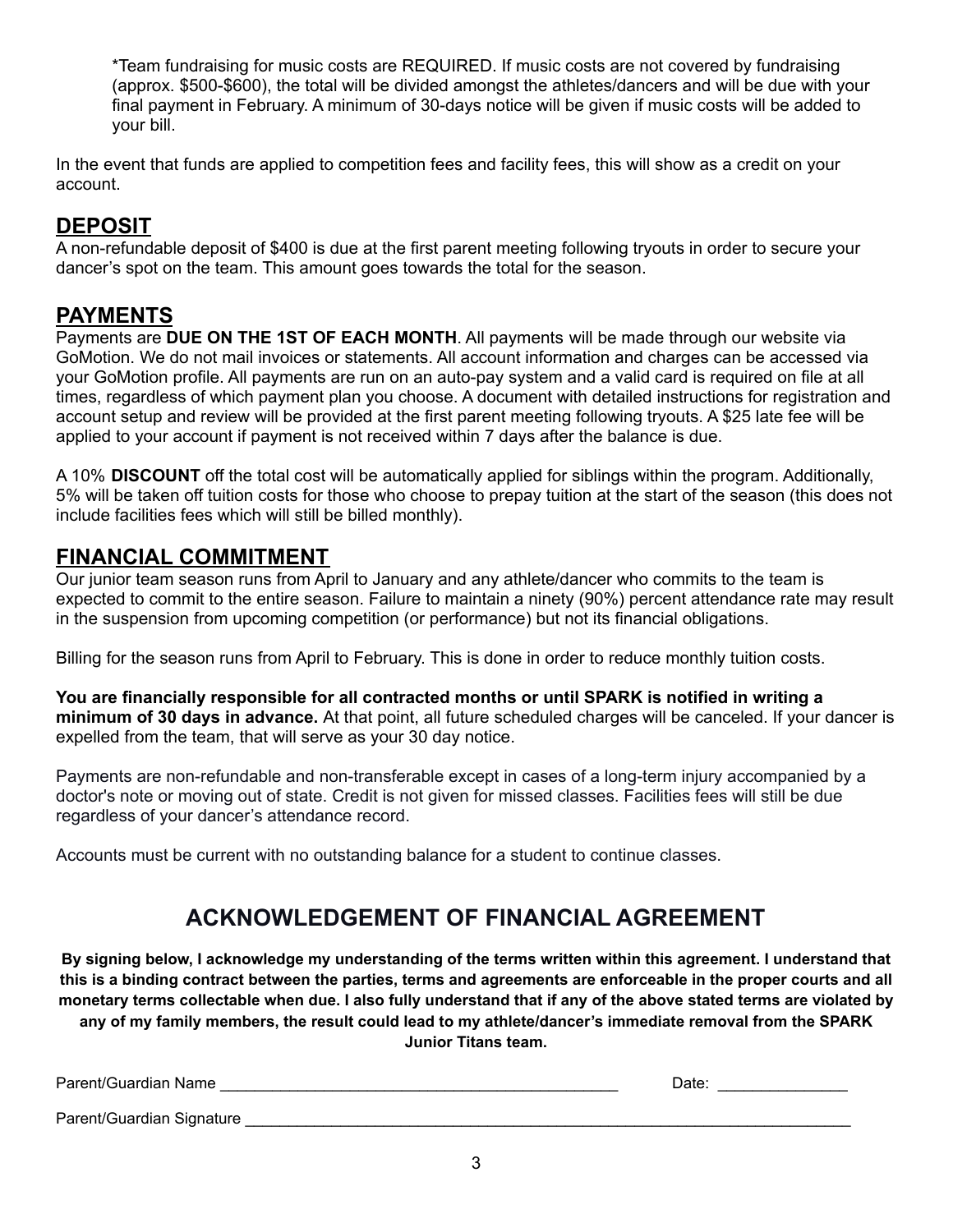*Team fundraising for music costs are REQUIRED. If music costs are not covered by fundraising (approx. $500-$600), the total will be divided amongst the athletes/dancers and will be due with your final payment in February. A minimum of 30-days notice will be given if music costs will be added to your bill.

In the event that funds are applied to competition fees and facility fees, this will show as a credit on your account.

## DEPOSIT

A non-refundable deposit of $400 is due at the first parent meeting following tryouts in order to secure your dancer's spot on the team. This amount goes towards the total for the season.

## PAYMENTS

Payments are **DUE ON THE 1ST OF EACH MONTH**. All payments will be made through our website via GoMotion. We do not mail invoices or statements. All account information and charges can be accessed via your GoMotion profile. All payments are run on an auto-pay system and a valid card is required on file at all times, regardless of which payment plan you choose. A document with detailed instructions for registration and account setup and review will be provided at the first parent meeting following tryouts. A $25 late fee will be applied to your account if payment is not received within 7 days after the balance is due.

A 10% **DISCOUNT** off the total cost will be automatically applied for siblings within the program. Additionally, 5% will be taken off tuition costs for those who choose to prepay tuition at the start of the season (this does not include facilities fees which will still be billed monthly).

## FINANCIAL COMMITMENT

Our junior team season runs from April to January and any athlete/dancer who commits to the team is expected to commit to the entire season. Failure to maintain a ninety (90%) percent attendance rate may result in the suspension from upcoming competition (or performance) but not its financial obligations.

Billing for the season runs from April to February. This is done in order to reduce monthly tuition costs.

**You are financially responsible for all contracted months or until SPARK is notified in writing a minimum of 30 days in advance.** At that point, all future scheduled charges will be canceled. If your dancer is expelled from the team, that will serve as your 30 day notice.

Payments are non-refundable and non-transferable except in cases of a long-term injury accompanied by a doctor's note or moving out of state. Credit is not given for missed classes. Facilities fees will still be due regardless of your dancer's attendance record.

Accounts must be current with no outstanding balance for a student to continue classes.

# ACKNOWLEDGEMENT OF FINANCIAL AGREEMENT

**By signing below, I acknowledge my understanding of the terms written within this agreement. I understand that this is a binding contract between the parties, terms and agreements are enforceable in the proper courts and all monetary terms collectable when due. I also fully understand that if any of the above stated terms are violated by any of my family members, the result could lead to my athlete/dancer's immediate removal from the SPARK Junior Titans team.**

Parent/Guardian Name _______________________________________________ Date: _______________

Parent/Guardian Signature ___________________________________________________________________________